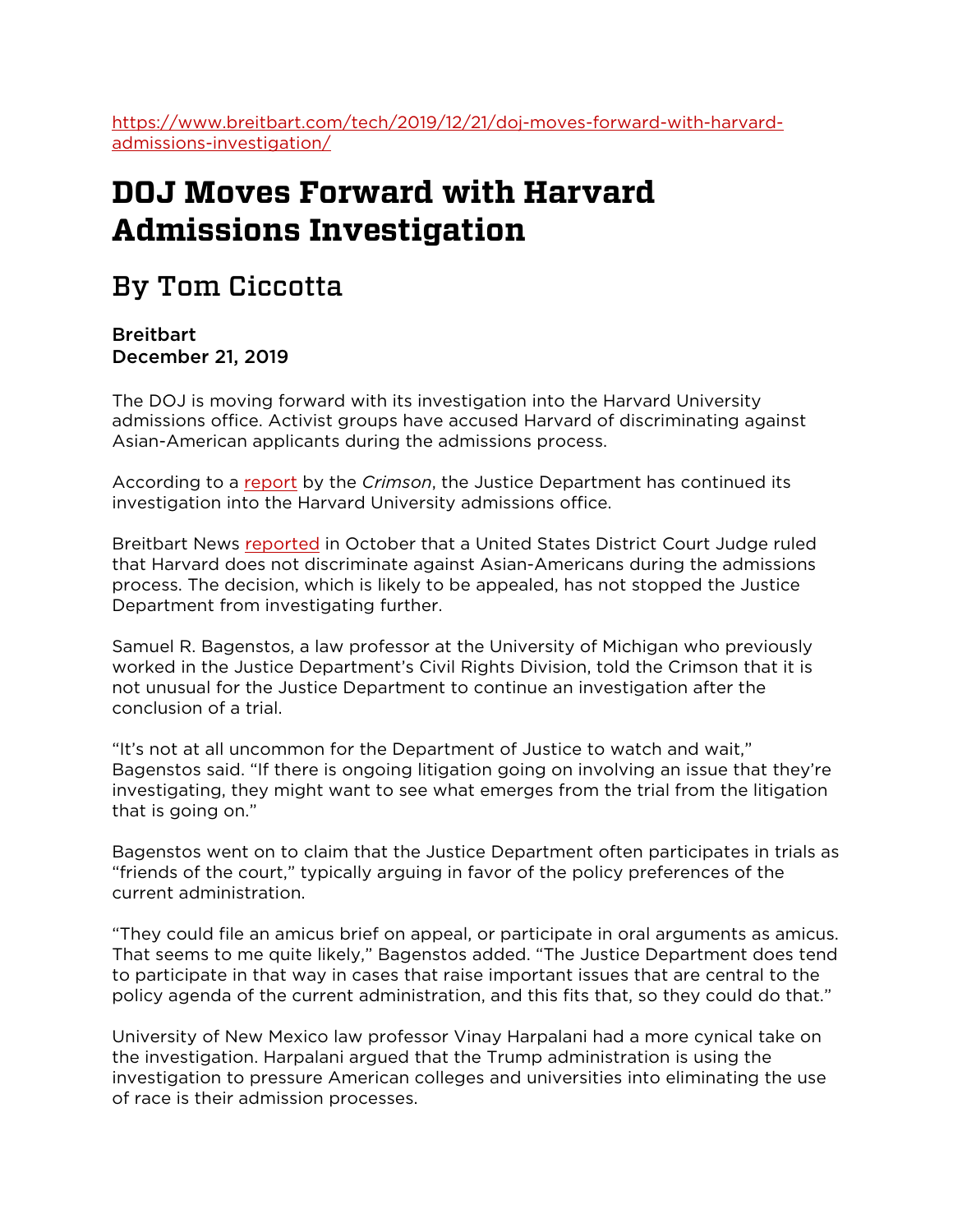https://www.breitbart.com/tech/2019/12/21/doj-moves-forward-with-harvard-admissions-investigation/

# DOJ Moves Forward with Harvard Admissions Investigation

## By Tom Ciccotta

**Breitbart**
**December 21, 2019**

The DOJ is moving forward with its investigation into the Harvard University admissions office. Activist groups have accused Harvard of discriminating against Asian-American applicants during the admissions process.

According to a report by the *Crimson*, the Justice Department has continued its investigation into the Harvard University admissions office.

Breitbart News reported in October that a United States District Court Judge ruled that Harvard does not discriminate against Asian-Americans during the admissions process. The decision, which is likely to be appealed, has not stopped the Justice Department from investigating further.

Samuel R. Bagenstos, a law professor at the University of Michigan who previously worked in the Justice Department's Civil Rights Division, told the Crimson that it is not unusual for the Justice Department to continue an investigation after the conclusion of a trial.

"It's not at all uncommon for the Department of Justice to watch and wait," Bagenstos said. "If there is ongoing litigation going on involving an issue that they're investigating, they might want to see what emerges from the trial from the litigation that is going on."

Bagenstos went on to claim that the Justice Department often participates in trials as "friends of the court," typically arguing in favor of the policy preferences of the current administration.

"They could file an amicus brief on appeal, or participate in oral arguments as amicus. That seems to me quite likely," Bagenstos added. "The Justice Department does tend to participate in that way in cases that raise important issues that are central to the policy agenda of the current administration, and this fits that, so they could do that."

University of New Mexico law professor Vinay Harpalani had a more cynical take on the investigation. Harpalani argued that the Trump administration is using the investigation to pressure American colleges and universities into eliminating the use of race is their admission processes.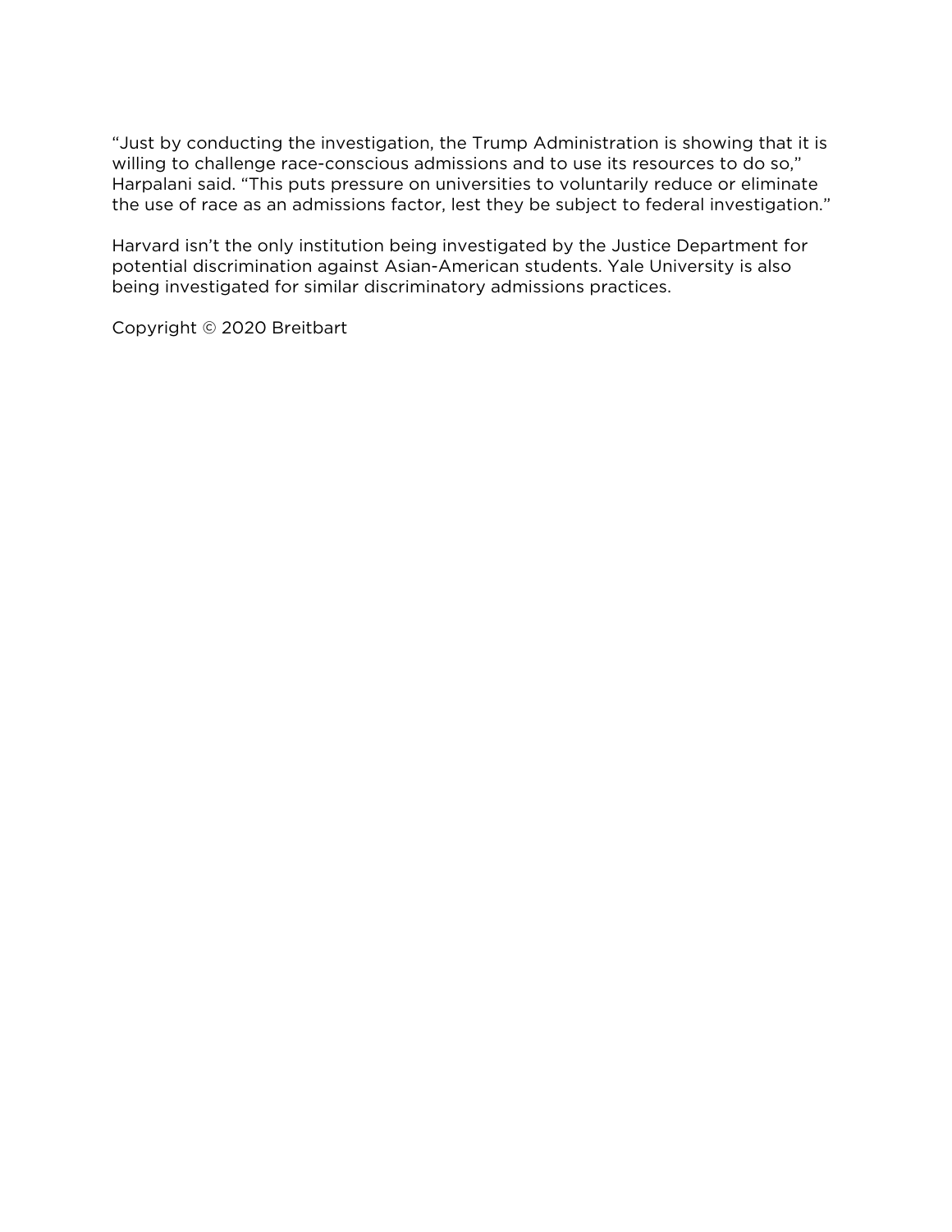"Just by conducting the investigation, the Trump Administration is showing that it is willing to challenge race-conscious admissions and to use its resources to do so," Harpalani said. "This puts pressure on universities to voluntarily reduce or eliminate the use of race as an admissions factor, lest they be subject to federal investigation."

Harvard isn't the only institution being investigated by the Justice Department for potential discrimination against Asian-American students. Yale University is also being investigated for similar discriminatory admissions practices.

Copyright © 2020 Breitbart